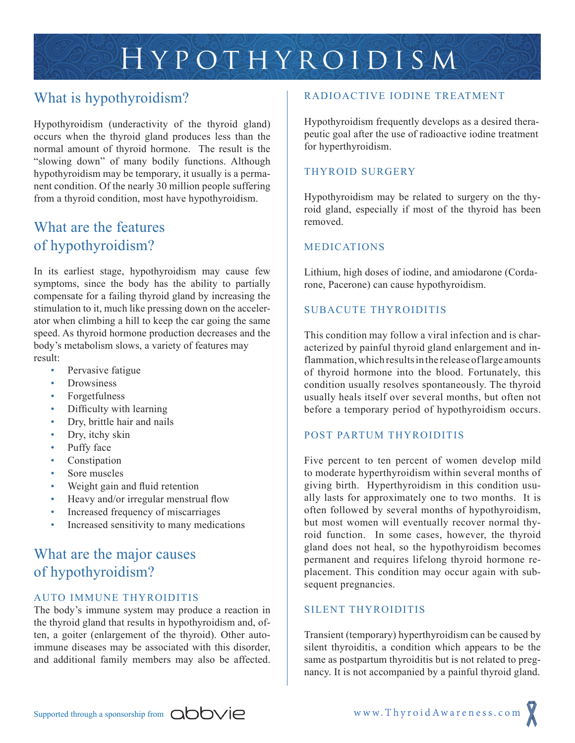# Hypothyroidism

## What is hypothyroidism?

Hypothyroidism (underactivity of the thyroid gland) occurs when the thyroid gland produces less than the normal amount of thyroid hormone. The result is the "slowing down" of many bodily functions. Although hypothyroidism may be temporary, it usually is a permanent condition. Of the nearly 30 million people suffering from a thyroid condition, most have hypothyroidism.

## What are the features of hypothyroidism?

In its earliest stage, hypothyroidism may cause few symptoms, since the body has the ability to partially compensate for a failing thyroid gland by increasing the stimulation to it, much like pressing down on the accelerator when climbing a hill to keep the car going the same speed. As thyroid hormone production decreases and the body's metabolism slows, a variety of features may result:

- Pervasive fatigue
- Drowsiness
- Forgetfulness
- Difficulty with learning
- Dry, brittle hair and nails
- Dry, itchy skin
- Puffy face
- Constipation
- Sore muscles
- Weight gain and fluid retention
- Heavy and/or irregular menstrual flow
- Increased frequency of miscarriages
- Increased sensitivity to many medications

## What are the major causes of hypothyroidism?

### AUTO IMMUNE THYROIDITIS

The body's immune system may produce a reaction in the thyroid gland that results in hypothyroidism and, often, a goiter (enlargement of the thyroid). Other autoimmune diseases may be associated with this disorder, and additional family members may also be affected.

### RADIOACTIVE IODINE TREATMENT

Hypothyroidism frequently develops as a desired therapeutic goal after the use of radioactive iodine treatment for hyperthyroidism.

### THYROID SURGERY

Hypothyroidism may be related to surgery on the thyroid gland, especially if most of the thyroid has been removed.

### MEDICATIONS

Lithium, high doses of iodine, and amiodarone (Cordarone, Pacerone) can cause hypothyroidism.

### SUBACUTE THYROIDITIS

This condition may follow a viral infection and is characterized by painful thyroid gland enlargement and inflammation, which results in the release of large amounts of thyroid hormone into the blood. Fortunately, this condition usually resolves spontaneously. The thyroid usually heals itself over several months, but often not before a temporary period of hypothyroidism occurs.

### POST PARTUM THYROIDITIS

Five percent to ten percent of women develop mild to moderate hyperthyroidism within several months of giving birth. Hyperthyroidism in this condition usually lasts for approximately one to two months. It is often followed by several months of hypothyroidism, but most women will eventually recover normal thyroid function. In some cases, however, the thyroid gland does not heal, so the hypothyroidism becomes permanent and requires lifelong thyroid hormone replacement. This condition may occur again with subsequent pregnancies.

### SILENT THYROIDITIS

Transient (temporary) hyperthyroidism can be caused by silent thyroiditis, a condition which appears to be the same as postpartum thyroiditis but is not related to pregnancy. It is not accompanied by a painful thyroid gland.

Supported through a sponsorship from abbvie

www.ThyroidAwareness.com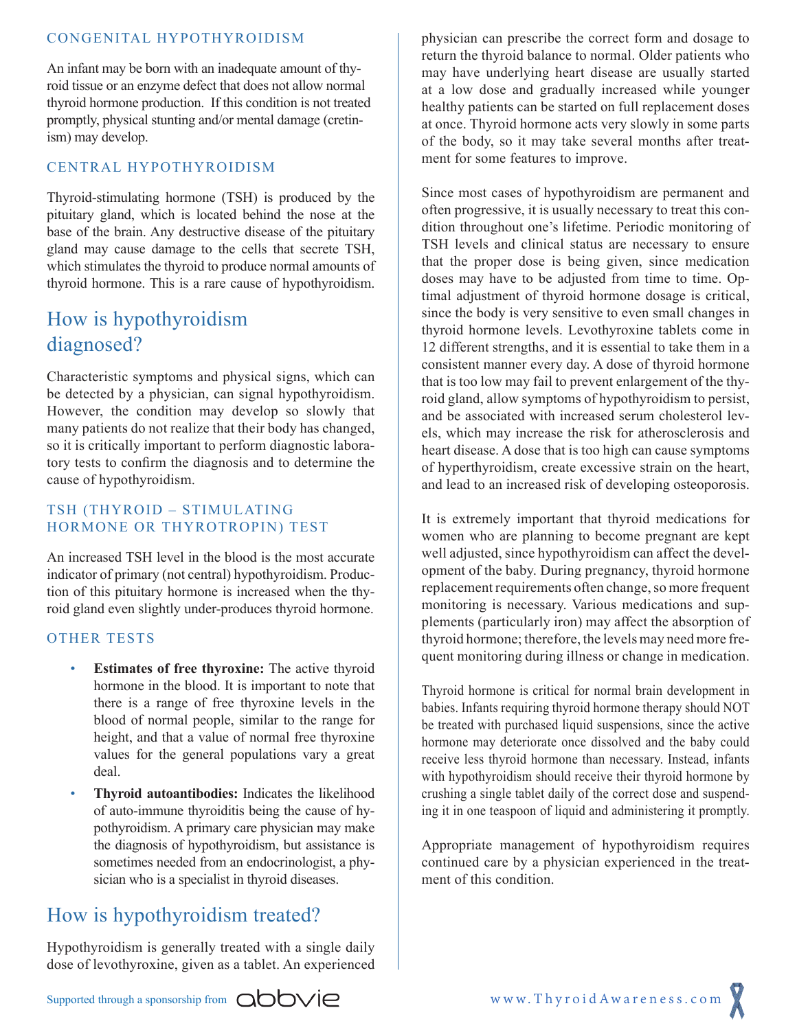### CONGENITAL HYPOTHYROIDISM

An infant may be born with an inadequate amount of thyroid tissue or an enzyme defect that does not allow normal thyroid hormone production. If this condition is not treated promptly, physical stunting and/or mental damage (cretinism) may develop.

### CENTRAL HYPOTHYROIDISM

Thyroid-stimulating hormone (TSH) is produced by the pituitary gland, which is located behind the nose at the base of the brain. Any destructive disease of the pituitary gland may cause damage to the cells that secrete TSH, which stimulates the thyroid to produce normal amounts of thyroid hormone. This is a rare cause of hypothyroidism.

## How is hypothyroidism diagnosed?

Characteristic symptoms and physical signs, which can be detected by a physician, can signal hypothyroidism. However, the condition may develop so slowly that many patients do not realize that their body has changed, so it is critically important to perform diagnostic laboratory tests to confirm the diagnosis and to determine the cause of hypothyroidism.

### TSH (THYROID – STIMULATING HORMONE OR THYROTROPIN) TEST

An increased TSH level in the blood is the most accurate indicator of primary (not central) hypothyroidism. Production of this pituitary hormone is increased when the thyroid gland even slightly under-produces thyroid hormone.

### OTHER TESTS

- **Estimates of free thyroxine:** The active thyroid hormone in the blood. It is important to note that there is a range of free thyroxine levels in the blood of normal people, similar to the range for height, and that a value of normal free thyroxine values for the general populations vary a great deal.
- **Thyroid autoantibodies:** Indicates the likelihood of auto-immune thyroiditis being the cause of hypothyroidism. A primary care physician may make the diagnosis of hypothyroidism, but assistance is sometimes needed from an endocrinologist, a physician who is a specialist in thyroid diseases.

## How is hypothyroidism treated?

Hypothyroidism is generally treated with a single daily dose of levothyroxine, given as a tablet. An experienced physician can prescribe the correct form and dosage to return the thyroid balance to normal. Older patients who may have underlying heart disease are usually started at a low dose and gradually increased while younger healthy patients can be started on full replacement doses at once. Thyroid hormone acts very slowly in some parts of the body, so it may take several months after treatment for some features to improve.

Since most cases of hypothyroidism are permanent and often progressive, it is usually necessary to treat this condition throughout one's lifetime. Periodic monitoring of TSH levels and clinical status are necessary to ensure that the proper dose is being given, since medication doses may have to be adjusted from time to time. Optimal adjustment of thyroid hormone dosage is critical, since the body is very sensitive to even small changes in thyroid hormone levels. Levothyroxine tablets come in 12 different strengths, and it is essential to take them in a consistent manner every day. A dose of thyroid hormone that is too low may fail to prevent enlargement of the thyroid gland, allow symptoms of hypothyroidism to persist, and be associated with increased serum cholesterol levels, which may increase the risk for atherosclerosis and heart disease. A dose that is too high can cause symptoms of hyperthyroidism, create excessive strain on the heart, and lead to an increased risk of developing osteoporosis.

It is extremely important that thyroid medications for women who are planning to become pregnant are kept well adjusted, since hypothyroidism can affect the development of the baby. During pregnancy, thyroid hormone replacement requirements often change, so more frequent monitoring is necessary. Various medications and supplements (particularly iron) may affect the absorption of thyroid hormone; therefore, the levels may need more frequent monitoring during illness or change in medication.

Thyroid hormone is critical for normal brain development in babies. Infants requiring thyroid hormone therapy should NOT be treated with purchased liquid suspensions, since the active hormone may deteriorate once dissolved and the baby could receive less thyroid hormone than necessary. Instead, infants with hypothyroidism should receive their thyroid hormone by crushing a single tablet daily of the correct dose and suspending it in one teaspoon of liquid and administering it promptly.

Appropriate management of hypothyroidism requires continued care by a physician experienced in the treatment of this condition.

Supported through a sponsorship from abbvie

www.ThyroidAwareness.com